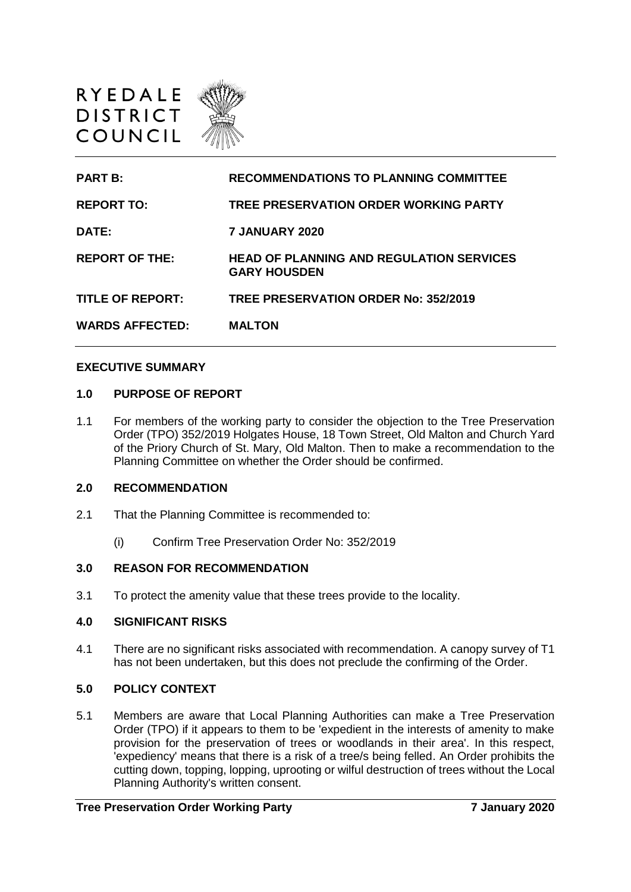RYEDALE
DISTRICT
COUNCIL

| | |
|---|---|
| **PART B:** | **RECOMMENDATIONS TO PLANNING COMMITTEE** |
| **REPORT TO:** | **TREE PRESERVATION ORDER WORKING PARTY** |
| **DATE:** | **7 JANUARY 2020** |
| **REPORT OF THE:** | **HEAD OF PLANNING AND REGULATION SERVICES GARY HOUSDEN** |
| **TITLE OF REPORT:** | **TREE PRESERVATION ORDER No: 352/2019** |
| **WARDS AFFECTED:** | **MALTON** |

**EXECUTIVE SUMMARY**

## 1.0 PURPOSE OF REPORT

1.1 For members of the working party to consider the objection to the Tree Preservation Order (TPO) 352/2019 Holgates House, 18 Town Street, Old Malton and Church Yard of the Priory Church of St. Mary, Old Malton. Then to make a recommendation to the Planning Committee on whether the Order should be confirmed.

## 2.0 RECOMMENDATION

2.1 That the Planning Committee is recommended to:

(i) Confirm Tree Preservation Order No: 352/2019

## 3.0 REASON FOR RECOMMENDATION

3.1 To protect the amenity value that these trees provide to the locality.

## 4.0 SIGNIFICANT RISKS

4.1 There are no significant risks associated with recommendation. A canopy survey of T1 has not been undertaken, but this does not preclude the confirming of the Order.

## 5.0 POLICY CONTEXT

5.1 Members are aware that Local Planning Authorities can make a Tree Preservation Order (TPO) if it appears to them to be 'expedient in the interests of amenity to make provision for the preservation of trees or woodlands in their area'. In this respect, 'expediency' means that there is a risk of a tree/s being felled. An Order prohibits the cutting down, topping, lopping, uprooting or wilful destruction of trees without the Local Planning Authority's written consent.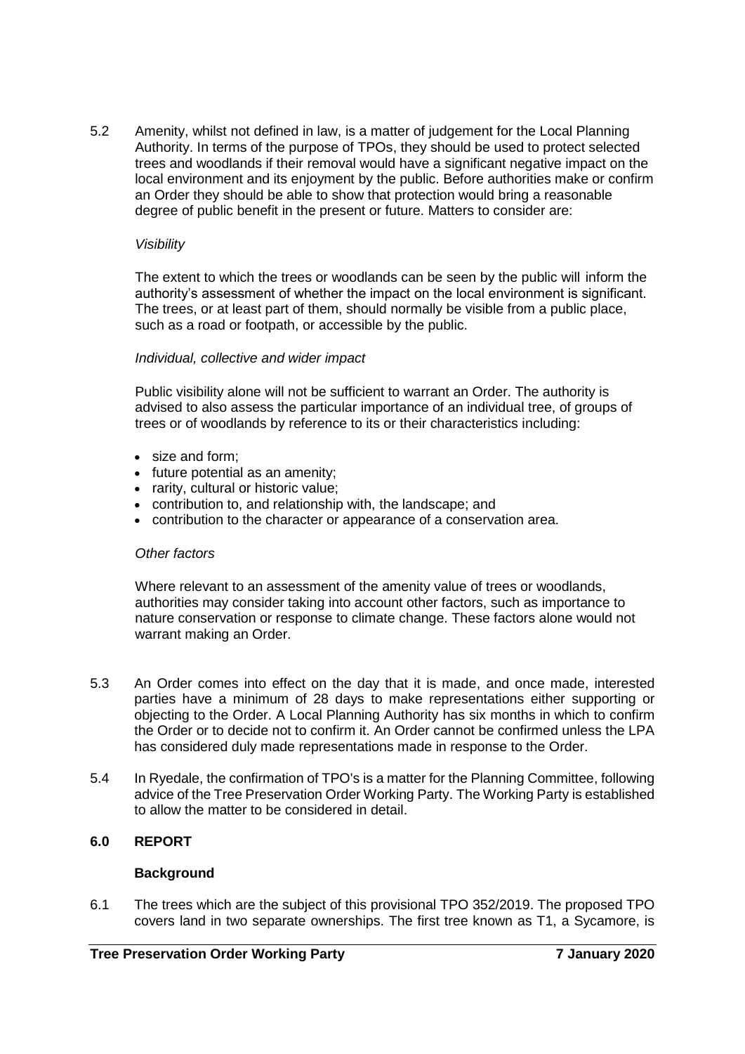5.2 Amenity, whilst not defined in law, is a matter of judgement for the Local Planning Authority. In terms of the purpose of TPOs, they should be used to protect selected trees and woodlands if their removal would have a significant negative impact on the local environment and its enjoyment by the public. Before authorities make or confirm an Order they should be able to show that protection would bring a reasonable degree of public benefit in the present or future. Matters to consider are:

*Visibility*

The extent to which the trees or woodlands can be seen by the public will inform the authority's assessment of whether the impact on the local environment is significant. The trees, or at least part of them, should normally be visible from a public place, such as a road or footpath, or accessible by the public.

*Individual, collective and wider impact*

Public visibility alone will not be sufficient to warrant an Order. The authority is advised to also assess the particular importance of an individual tree, of groups of trees or of woodlands by reference to its or their characteristics including:

- size and form;
- future potential as an amenity;
- rarity, cultural or historic value;
- contribution to, and relationship with, the landscape; and
- contribution to the character or appearance of a conservation area.

*Other factors*

Where relevant to an assessment of the amenity value of trees or woodlands, authorities may consider taking into account other factors, such as importance to nature conservation or response to climate change. These factors alone would not warrant making an Order.

5.3 An Order comes into effect on the day that it is made, and once made, interested parties have a minimum of 28 days to make representations either supporting or objecting to the Order. A Local Planning Authority has six months in which to confirm the Order or to decide not to confirm it. An Order cannot be confirmed unless the LPA has considered duly made representations made in response to the Order.

5.4 In Ryedale, the confirmation of TPO's is a matter for the Planning Committee, following advice of the Tree Preservation Order Working Party. The Working Party is established to allow the matter to be considered in detail.

## 6.0 REPORT

**Background**

6.1 The trees which are the subject of this provisional TPO 352/2019. The proposed TPO covers land in two separate ownerships. The first tree known as T1, a Sycamore, is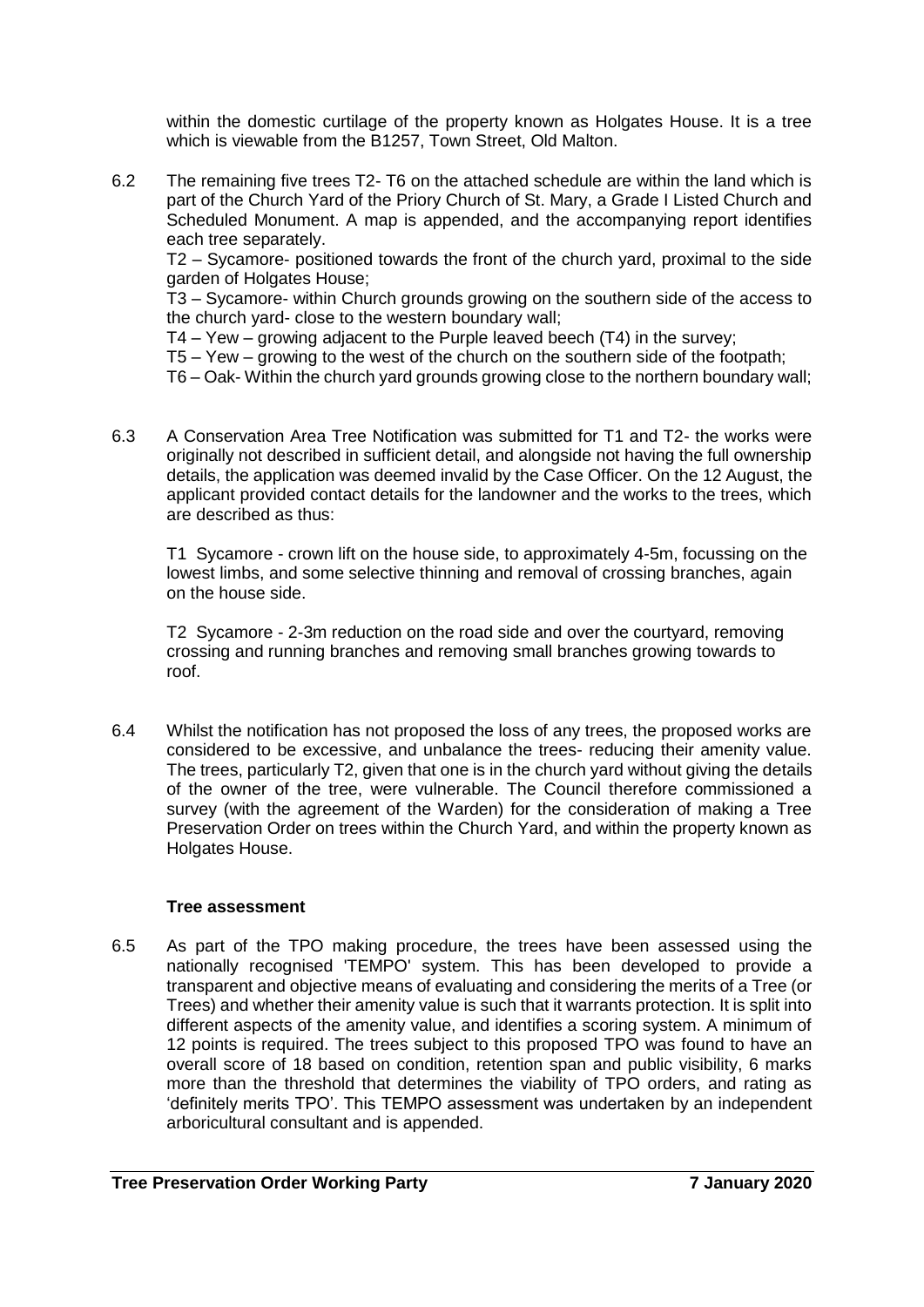within the domestic curtilage of the property known as Holgates House. It is a tree which is viewable from the B1257, Town Street, Old Malton.

6.2 The remaining five trees T2- T6 on the attached schedule are within the land which is part of the Church Yard of the Priory Church of St. Mary, a Grade I Listed Church and Scheduled Monument. A map is appended, and the accompanying report identifies each tree separately.

T2 – Sycamore- positioned towards the front of the church yard, proximal to the side garden of Holgates House;

T3 – Sycamore- within Church grounds growing on the southern side of the access to the church yard- close to the western boundary wall;

T4 – Yew – growing adjacent to the Purple leaved beech (T4) in the survey;

T5 – Yew – growing to the west of the church on the southern side of the footpath;

T6 – Oak- Within the church yard grounds growing close to the northern boundary wall;

6.3 A Conservation Area Tree Notification was submitted for T1 and T2- the works were originally not described in sufficient detail, and alongside not having the full ownership details, the application was deemed invalid by the Case Officer. On the 12 August, the applicant provided contact details for the landowner and the works to the trees, which are described as thus:

T1 Sycamore - crown lift on the house side, to approximately 4-5m, focussing on the lowest limbs, and some selective thinning and removal of crossing branches, again on the house side.

T2 Sycamore - 2-3m reduction on the road side and over the courtyard, removing crossing and running branches and removing small branches growing towards to roof.

6.4 Whilst the notification has not proposed the loss of any trees, the proposed works are considered to be excessive, and unbalance the trees- reducing their amenity value. The trees, particularly T2, given that one is in the church yard without giving the details of the owner of the tree, were vulnerable. The Council therefore commissioned a survey (with the agreement of the Warden) for the consideration of making a Tree Preservation Order on trees within the Church Yard, and within the property known as Holgates House.

**Tree assessment**

6.5 As part of the TPO making procedure, the trees have been assessed using the nationally recognised 'TEMPO' system. This has been developed to provide a transparent and objective means of evaluating and considering the merits of a Tree (or Trees) and whether their amenity value is such that it warrants protection. It is split into different aspects of the amenity value, and identifies a scoring system. A minimum of 12 points is required. The trees subject to this proposed TPO was found to have an overall score of 18 based on condition, retention span and public visibility, 6 marks more than the threshold that determines the viability of TPO orders, and rating as 'definitely merits TPO'. This TEMPO assessment was undertaken by an independent arboricultural consultant and is appended.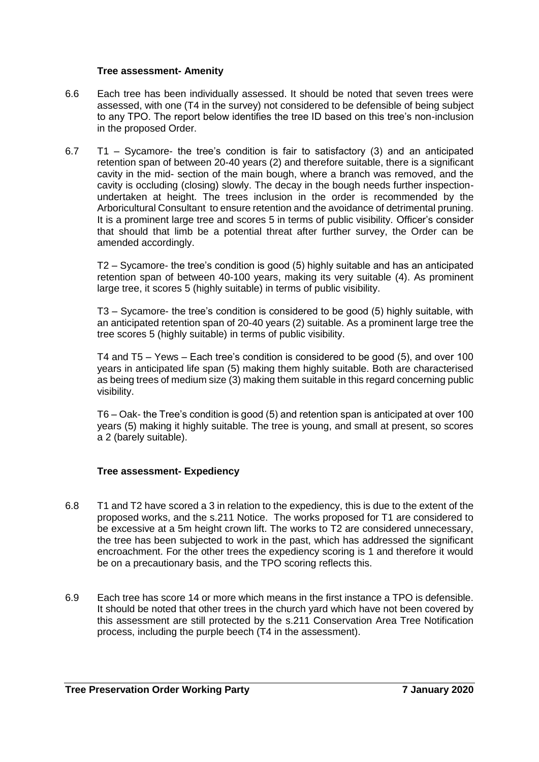**Tree assessment- Amenity**

6.6 Each tree has been individually assessed. It should be noted that seven trees were assessed, with one (T4 in the survey) not considered to be defensible of being subject to any TPO. The report below identifies the tree ID based on this tree's non-inclusion in the proposed Order.

6.7 T1 – Sycamore- the tree's condition is fair to satisfactory (3) and an anticipated retention span of between 20-40 years (2) and therefore suitable, there is a significant cavity in the mid- section of the main bough, where a branch was removed, and the cavity is occluding (closing) slowly. The decay in the bough needs further inspection- undertaken at height. The trees inclusion in the order is recommended by the Arboricultural Consultant to ensure retention and the avoidance of detrimental pruning. It is a prominent large tree and scores 5 in terms of public visibility. Officer's consider that should that limb be a potential threat after further survey, the Order can be amended accordingly.

T2 – Sycamore- the tree's condition is good (5) highly suitable and has an anticipated retention span of between 40-100 years, making its very suitable (4). As prominent large tree, it scores 5 (highly suitable) in terms of public visibility.

T3 – Sycamore- the tree's condition is considered to be good (5) highly suitable, with an anticipated retention span of 20-40 years (2) suitable. As a prominent large tree the tree scores 5 (highly suitable) in terms of public visibility.

T4 and T5 – Yews – Each tree's condition is considered to be good (5), and over 100 years in anticipated life span (5) making them highly suitable. Both are characterised as being trees of medium size (3) making them suitable in this regard concerning public visibility.

T6 – Oak- the Tree's condition is good (5) and retention span is anticipated at over 100 years (5) making it highly suitable. The tree is young, and small at present, so scores a 2 (barely suitable).

**Tree assessment- Expediency**

6.8 T1 and T2 have scored a 3 in relation to the expediency, this is due to the extent of the proposed works, and the s.211 Notice. The works proposed for T1 are considered to be excessive at a 5m height crown lift. The works to T2 are considered unnecessary, the tree has been subjected to work in the past, which has addressed the significant encroachment. For the other trees the expediency scoring is 1 and therefore it would be on a precautionary basis, and the TPO scoring reflects this.

6.9 Each tree has score 14 or more which means in the first instance a TPO is defensible. It should be noted that other trees in the church yard which have not been covered by this assessment are still protected by the s.211 Conservation Area Tree Notification process, including the purple beech (T4 in the assessment).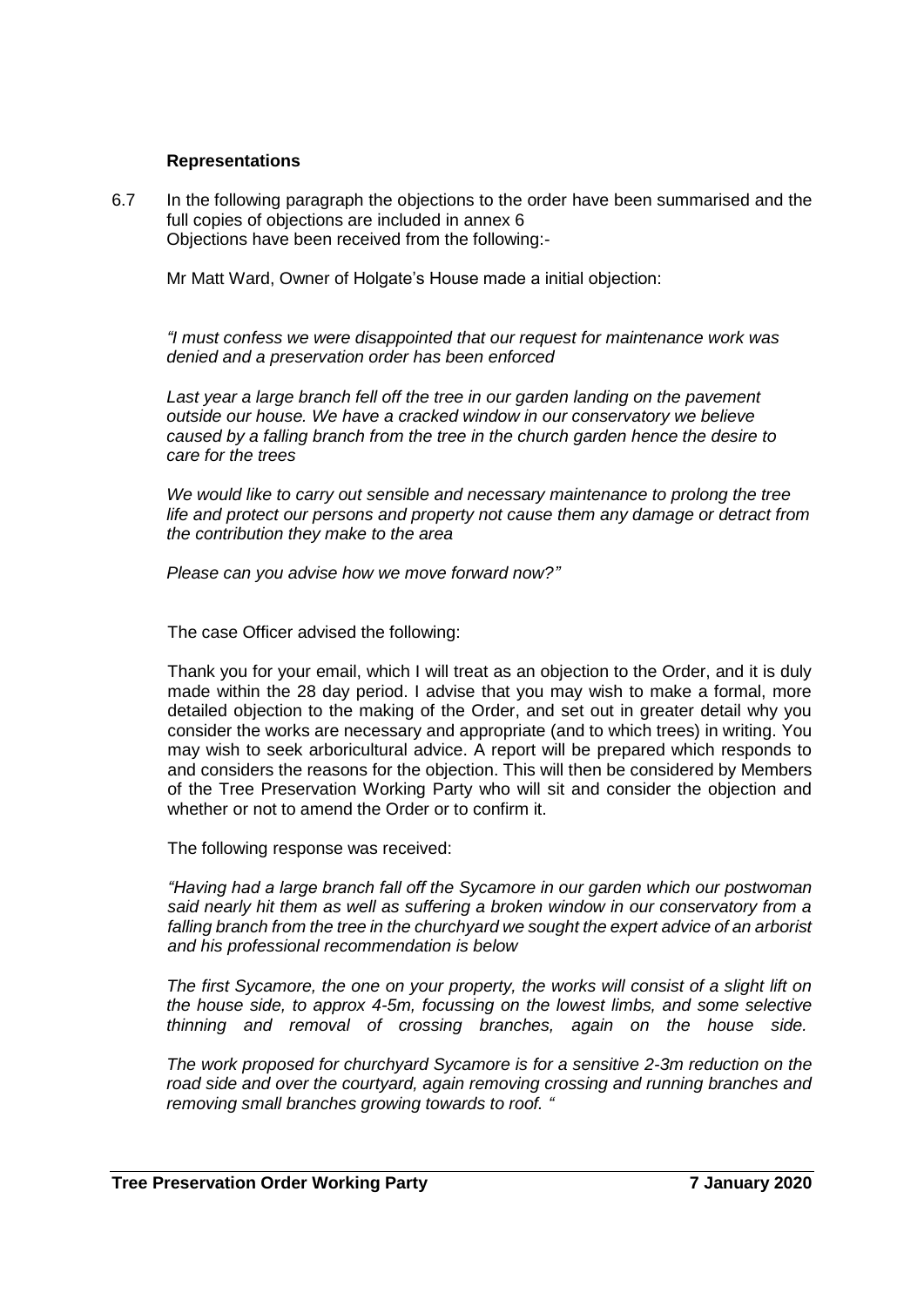**Representations**

6.7 In the following paragraph the objections to the order have been summarised and the full copies of objections are included in annex 6
Objections have been received from the following:-

Mr Matt Ward, Owner of Holgate's House made a initial objection:

*"I must confess we were disappointed that our request for maintenance work was denied and a preservation order has been enforced*

*Last year a large branch fell off the tree in our garden landing on the pavement outside our house. We have a cracked window in our conservatory we believe caused by a falling branch from the tree in the church garden hence the desire to care for the trees*

*We would like to carry out sensible and necessary maintenance to prolong the tree life and protect our persons and property not cause them any damage or detract from the contribution they make to the area*

*Please can you advise how we move forward now?"*

The case Officer advised the following:

Thank you for your email, which I will treat as an objection to the Order, and it is duly made within the 28 day period. I advise that you may wish to make a formal, more detailed objection to the making of the Order, and set out in greater detail why you consider the works are necessary and appropriate (and to which trees) in writing. You may wish to seek arboricultural advice. A report will be prepared which responds to and considers the reasons for the objection. This will then be considered by Members of the Tree Preservation Working Party who will sit and consider the objection and whether or not to amend the Order or to confirm it.

The following response was received:

*"Having had a large branch fall off the Sycamore in our garden which our postwoman said nearly hit them as well as suffering a broken window in our conservatory from a falling branch from the tree in the churchyard we sought the expert advice of an arborist and his professional recommendation is below*

*The first Sycamore, the one on your property, the works will consist of a slight lift on the house side, to approx 4-5m, focussing on the lowest limbs, and some selective thinning and removal of crossing branches, again on the house side.*

*The work proposed for churchyard Sycamore is for a sensitive 2-3m reduction on the road side and over the courtyard, again removing crossing and running branches and removing small branches growing towards to roof. "*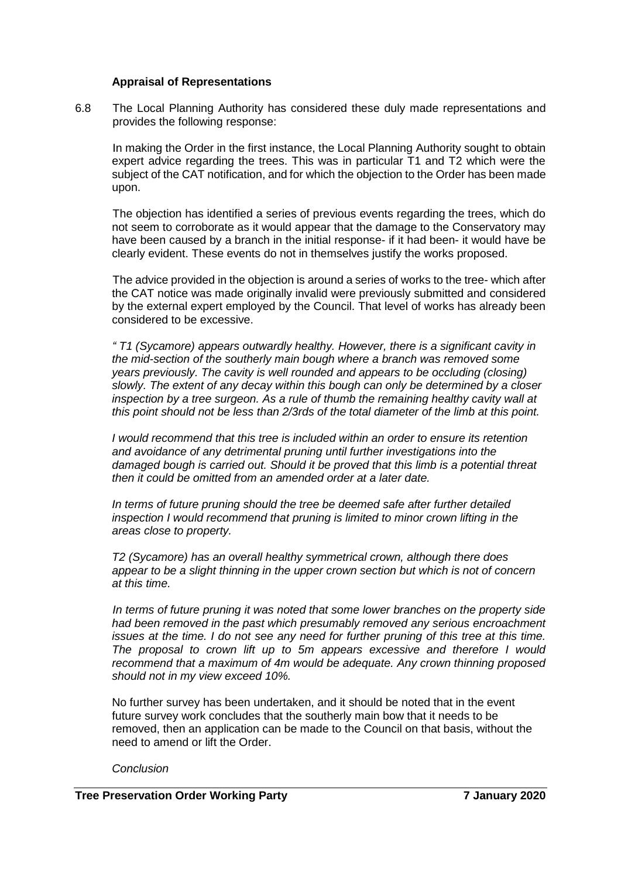**Appraisal of Representations**

6.8 The Local Planning Authority has considered these duly made representations and provides the following response:

In making the Order in the first instance, the Local Planning Authority sought to obtain expert advice regarding the trees. This was in particular T1 and T2 which were the subject of the CAT notification, and for which the objection to the Order has been made upon.

The objection has identified a series of previous events regarding the trees, which do not seem to corroborate as it would appear that the damage to the Conservatory may have been caused by a branch in the initial response- if it had been- it would have be clearly evident. These events do not in themselves justify the works proposed.

The advice provided in the objection is around a series of works to the tree- which after the CAT notice was made originally invalid were previously submitted and considered by the external expert employed by the Council. That level of works has already been considered to be excessive.

*" T1 (Sycamore) appears outwardly healthy. However, there is a significant cavity in the mid-section of the southerly main bough where a branch was removed some years previously. The cavity is well rounded and appears to be occluding (closing) slowly. The extent of any decay within this bough can only be determined by a closer inspection by a tree surgeon. As a rule of thumb the remaining healthy cavity wall at this point should not be less than 2/3rds of the total diameter of the limb at this point.*

*I would recommend that this tree is included within an order to ensure its retention and avoidance of any detrimental pruning until further investigations into the damaged bough is carried out. Should it be proved that this limb is a potential threat then it could be omitted from an amended order at a later date.*

*In terms of future pruning should the tree be deemed safe after further detailed inspection I would recommend that pruning is limited to minor crown lifting in the areas close to property.*

*T2 (Sycamore) has an overall healthy symmetrical crown, although there does appear to be a slight thinning in the upper crown section but which is not of concern at this time.*

*In terms of future pruning it was noted that some lower branches on the property side had been removed in the past which presumably removed any serious encroachment issues at the time. I do not see any need for further pruning of this tree at this time. The proposal to crown lift up to 5m appears excessive and therefore I would recommend that a maximum of 4m would be adequate. Any crown thinning proposed should not in my view exceed 10%.*

No further survey has been undertaken, and it should be noted that in the event future survey work concludes that the southerly main bow that it needs to be removed, then an application can be made to the Council on that basis, without the need to amend or lift the Order.

*Conclusion*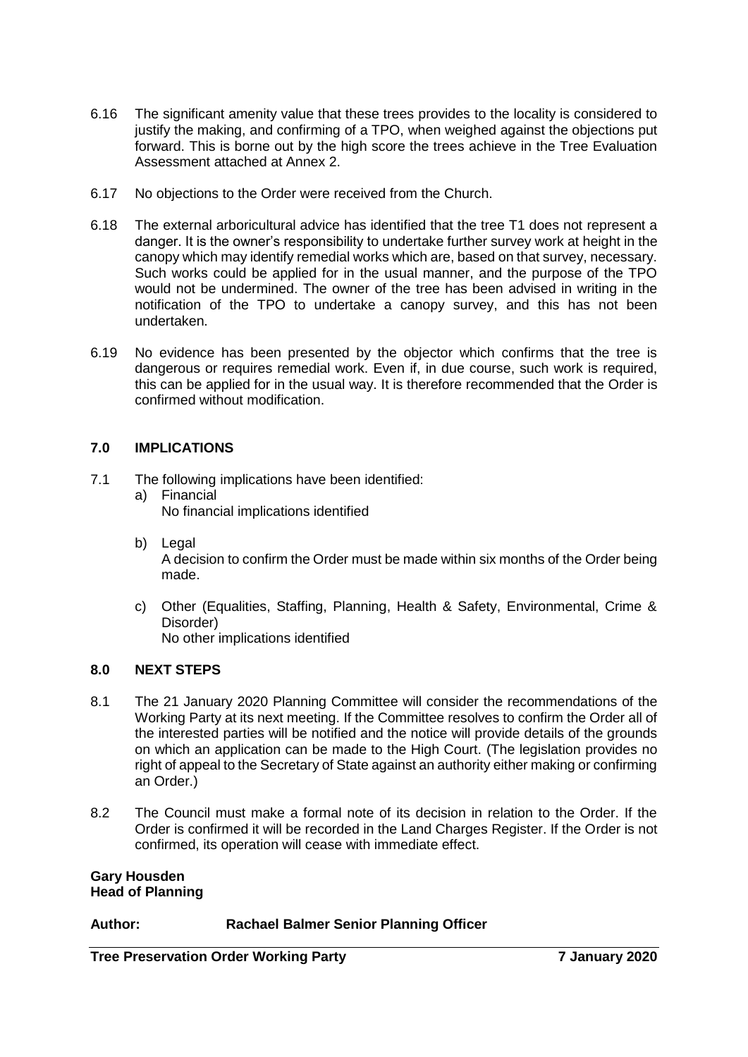6.16 The significant amenity value that these trees provides to the locality is considered to justify the making, and confirming of a TPO, when weighed against the objections put forward. This is borne out by the high score the trees achieve in the Tree Evaluation Assessment attached at Annex 2.

6.17 No objections to the Order were received from the Church.

6.18 The external arboricultural advice has identified that the tree T1 does not represent a danger. It is the owner's responsibility to undertake further survey work at height in the canopy which may identify remedial works which are, based on that survey, necessary. Such works could be applied for in the usual manner, and the purpose of the TPO would not be undermined. The owner of the tree has been advised in writing in the notification of the TPO to undertake a canopy survey, and this has not been undertaken.

6.19 No evidence has been presented by the objector which confirms that the tree is dangerous or requires remedial work. Even if, in due course, such work is required, this can be applied for in the usual way. It is therefore recommended that the Order is confirmed without modification.

## 7.0 IMPLICATIONS

7.1 The following implications have been identified:

a) Financial
   No financial implications identified

b) Legal
   A decision to confirm the Order must be made within six months of the Order being made.

c) Other (Equalities, Staffing, Planning, Health & Safety, Environmental, Crime & Disorder)
   No other implications identified

## 8.0 NEXT STEPS

8.1 The 21 January 2020 Planning Committee will consider the recommendations of the Working Party at its next meeting. If the Committee resolves to confirm the Order all of the interested parties will be notified and the notice will provide details of the grounds on which an application can be made to the High Court. (The legislation provides no right of appeal to the Secretary of State against an authority either making or confirming an Order.)

8.2 The Council must make a formal note of its decision in relation to the Order. If the Order is confirmed it will be recorded in the Land Charges Register. If the Order is not confirmed, its operation will cease with immediate effect.

**Gary Housden**
**Head of Planning**

**Author: Rachael Balmer Senior Planning Officer**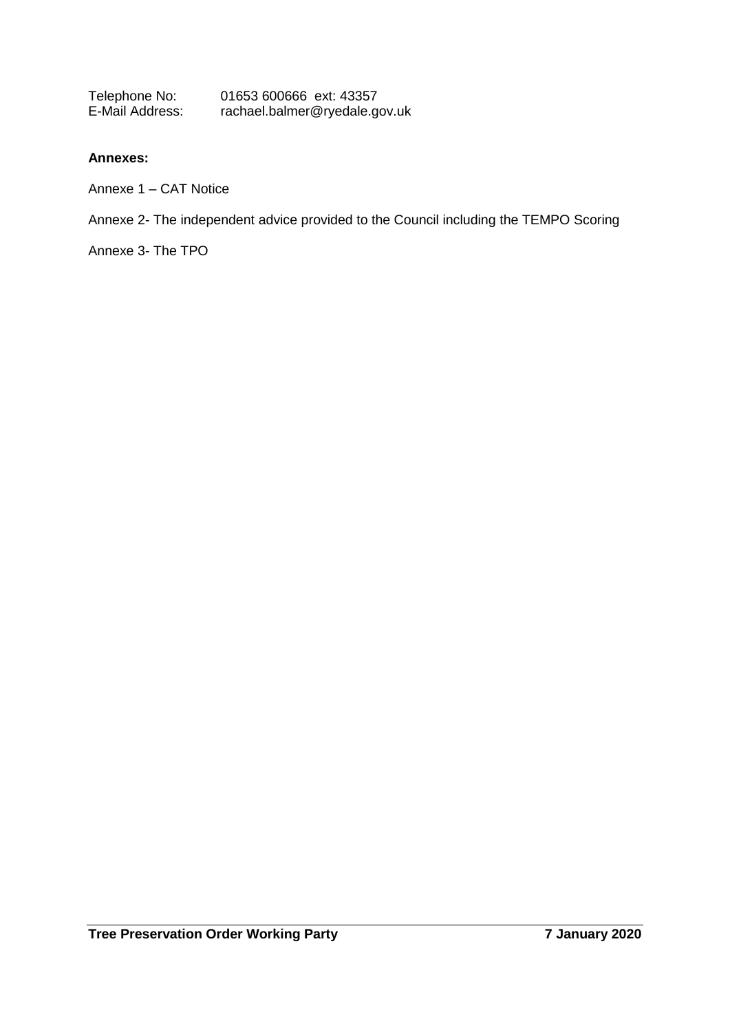Telephone No: 01653 600666 ext: 43357
E-Mail Address: rachael.balmer@ryedale.gov.uk

**Annexes:**

Annexe 1 – CAT Notice

Annexe 2- The independent advice provided to the Council including the TEMPO Scoring

Annexe 3- The TPO